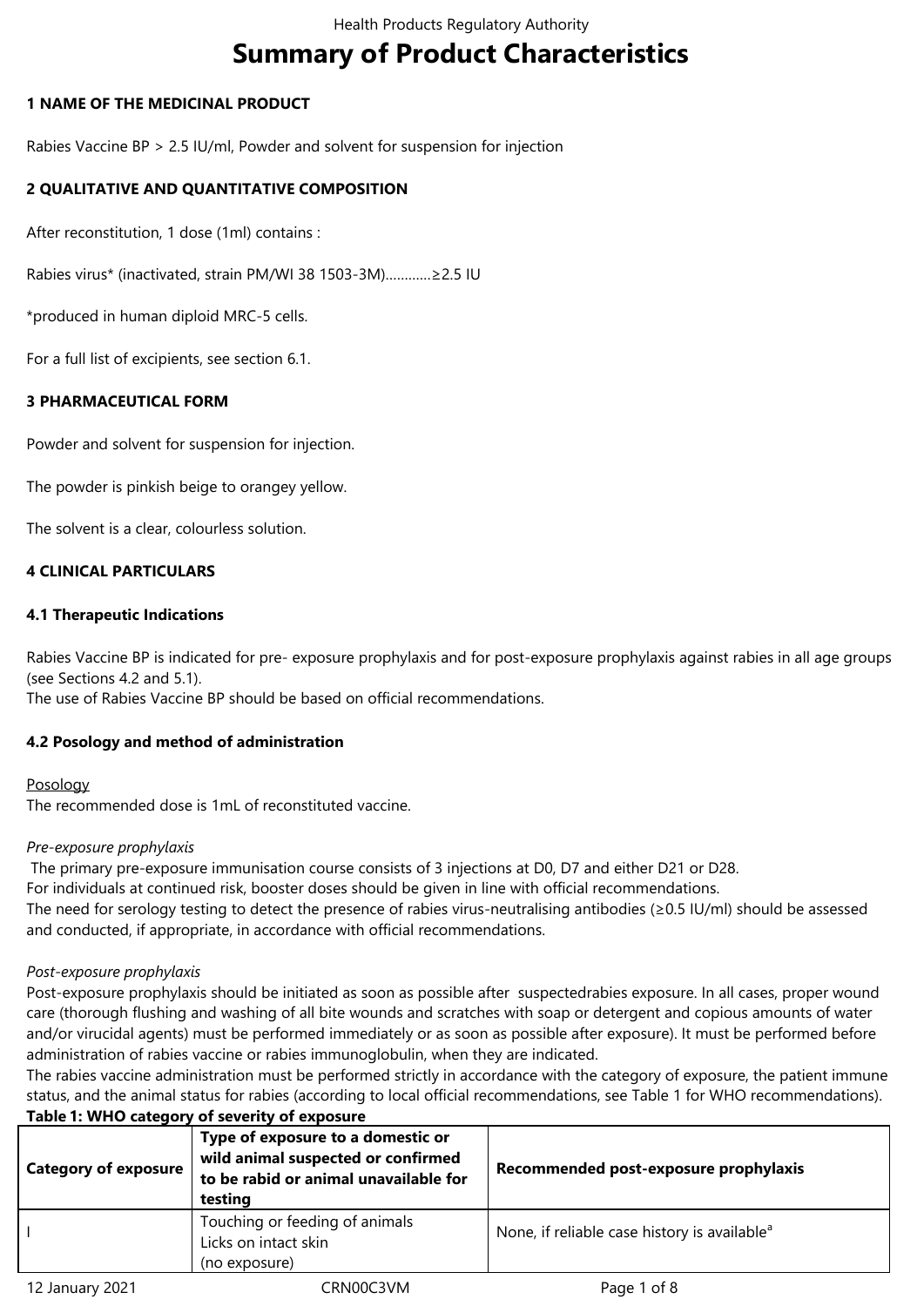# Summary of Product Characteristics

## 1 NAME OF THE MEDICINAL PRODUCT

Rabies Vaccine BP > 2.5 IU/ml, Powder and solvent for suspension for injection

## 2 QUALITATIVE AND QUANTITATIVE COMPOSITION

After reconstitution, 1 dose (1ml) contains :

Rabies virus* (inactivated, strain PM/WI 38 1503-3M)…………≥2.5 IU

*produced in human diploid MRC-5 cells.

For a full list of excipients, see section 6.1.

## 3 PHARMACEUTICAL FORM

Powder and solvent for suspension for injection.

The powder is pinkish beige to orangey yellow.

The solvent is a clear, colourless solution.

## 4 CLINICAL PARTICULARS

### 4.1 Therapeutic Indications

Rabies Vaccine BP is indicated for pre- exposure prophylaxis and for post-exposure prophylaxis against rabies in all age groups (see Sections 4.2 and 5.1).
The use of Rabies Vaccine BP should be based on official recommendations.

### 4.2 Posology and method of administration

Posology
The recommended dose is 1mL of reconstituted vaccine.

*Pre-exposure prophylaxis*
The primary pre-exposure immunisation course consists of 3 injections at D0, D7 and either D21 or D28.
For individuals at continued risk, booster doses should be given in line with official recommendations.
The need for serology testing to detect the presence of rabies virus-neutralising antibodies (≥0.5 IU/ml) should be assessed and conducted, if appropriate, in accordance with official recommendations.

*Post-exposure prophylaxis*
Post-exposure prophylaxis should be initiated as soon as possible after suspectedrabies exposure. In all cases, proper wound care (thorough flushing and washing of all bite wounds and scratches with soap or detergent and copious amounts of water and/or virucidal agents) must be performed immediately or as soon as possible after exposure). It must be performed before administration of rabies vaccine or rabies immunoglobulin, when they are indicated.
The rabies vaccine administration must be performed strictly in accordance with the category of exposure, the patient immune status, and the animal status for rabies (according to local official recommendations, see Table 1 for WHO recommendations).

**Table 1: WHO category of severity of exposure**

| Category of exposure | Type of exposure to a domestic or wild animal suspected or confirmed to be rabid or animal unavailable for testing | Recommended post-exposure prophylaxis |
|---|---|---|
| I | Touching or feeding of animals<br>Licks on intact skin<br>(no exposure) | None, if reliable case history is available[a] |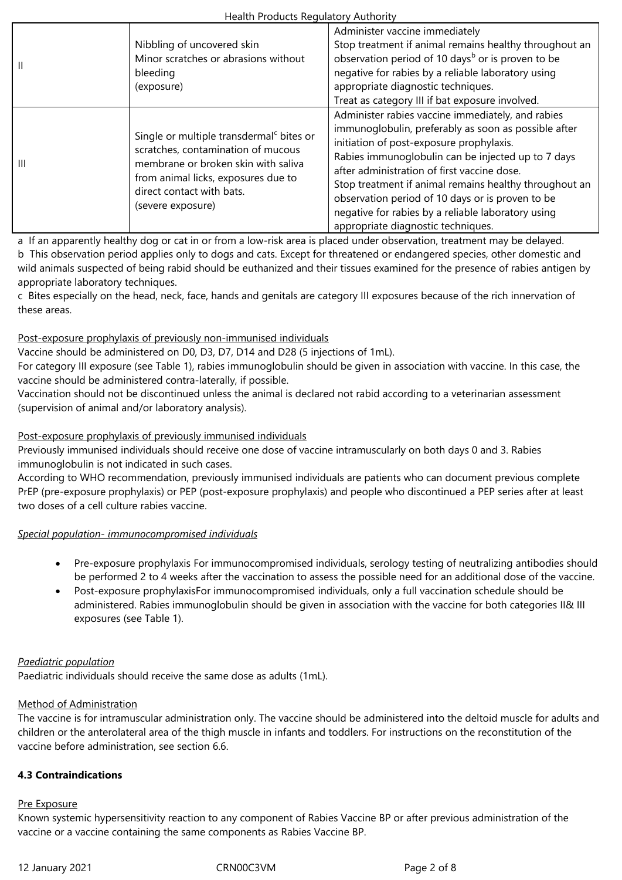| | | |
|---|---|---|
| II | Nibbling of uncovered skin<br>Minor scratches or abrasions without bleeding<br>(exposure) | Administer vaccine immediately<br>Stop treatment if animal remains healthy throughout an observation period of 10 days[b] or is proven to be negative for rabies by a reliable laboratory using appropriate diagnostic techniques.<br>Treat as category III if bat exposure involved. |
| III | Single or multiple transdermal[c] bites or scratches, contamination of mucous membrane or broken skin with saliva from animal licks, exposures due to direct contact with bats.<br>(severe exposure) | Administer rabies vaccine immediately, and rabies immunoglobulin, preferably as soon as possible after initiation of post-exposure prophylaxis.<br>Rabies immunoglobulin can be injected up to 7 days after administration of first vaccine dose.<br>Stop treatment if animal remains healthy throughout an observation period of 10 days or is proven to be negative for rabies by a reliable laboratory using appropriate diagnostic techniques. |

a If an apparently healthy dog or cat in or from a low-risk area is placed under observation, treatment may be delayed.
b This observation period applies only to dogs and cats. Except for threatened or endangered species, other domestic and wild animals suspected of being rabid should be euthanized and their tissues examined for the presence of rabies antigen by appropriate laboratory techniques.
c Bites especially on the head, neck, face, hands and genitals are category III exposures because of the rich innervation of these areas.

Post-exposure prophylaxis of previously non-immunised individuals

Vaccine should be administered on D0, D3, D7, D14 and D28 (5 injections of 1mL).
For category III exposure (see Table 1), rabies immunoglobulin should be given in association with vaccine. In this case, the vaccine should be administered contra-laterally, if possible.
Vaccination should not be discontinued unless the animal is declared not rabid according to a veterinarian assessment (supervision of animal and/or laboratory analysis).

Post-exposure prophylaxis of previously immunised individuals

Previously immunised individuals should receive one dose of vaccine intramuscularly on both days 0 and 3. Rabies immunoglobulin is not indicated in such cases.
According to WHO recommendation, previously immunised individuals are patients who can document previous complete PrEP (pre-exposure prophylaxis) or PEP (post-exposure prophylaxis) and people who discontinued a PEP series after at least two doses of a cell culture rabies vaccine.

*Special population- immunocompromised individuals*

- Pre-exposure prophylaxis For immunocompromised individuals, serology testing of neutralizing antibodies should be performed 2 to 4 weeks after the vaccination to assess the possible need for an additional dose of the vaccine.
- Post-exposure prophylaxisFor immunocompromised individuals, only a full vaccination schedule should be administered. Rabies immunoglobulin should be given in association with the vaccine for both categories II& III exposures (see Table 1).

*Paediatric population*

Paediatric individuals should receive the same dose as adults (1mL).

Method of Administration

The vaccine is for intramuscular administration only. The vaccine should be administered into the deltoid muscle for adults and children or the anterolateral area of the thigh muscle in infants and toddlers. For instructions on the reconstitution of the vaccine before administration, see section 6.6.

**4.3 Contraindications**

Pre Exposure

Known systemic hypersensitivity reaction to any component of Rabies Vaccine BP or after previous administration of the vaccine or a vaccine containing the same components as Rabies Vaccine BP.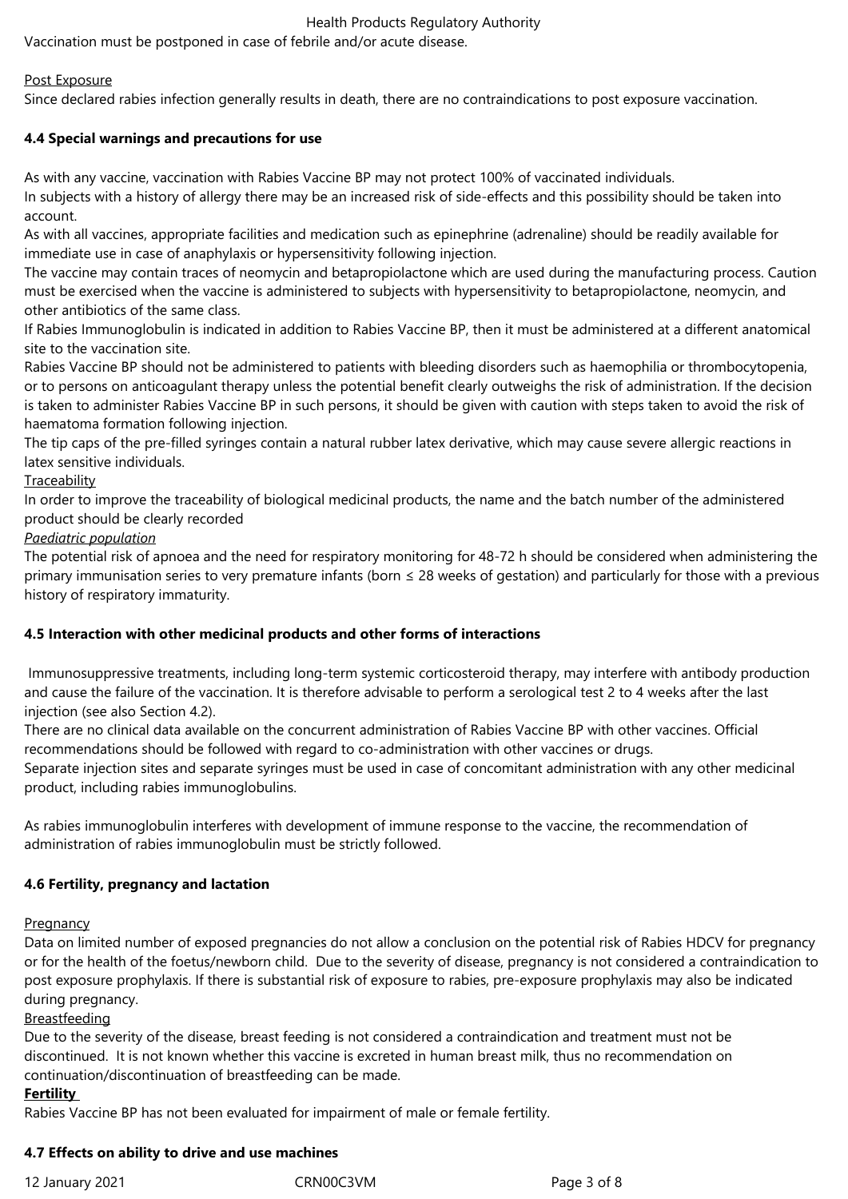Vaccination must be postponed in case of febrile and/or acute disease.

Post Exposure

Since declared rabies infection generally results in death, there are no contraindications to post exposure vaccination.

### 4.4 Special warnings and precautions for use

As with any vaccine, vaccination with Rabies Vaccine BP may not protect 100% of vaccinated individuals.

In subjects with a history of allergy there may be an increased risk of side-effects and this possibility should be taken into account.

As with all vaccines, appropriate facilities and medication such as epinephrine (adrenaline) should be readily available for immediate use in case of anaphylaxis or hypersensitivity following injection.

The vaccine may contain traces of neomycin and betapropiolactone which are used during the manufacturing process. Caution must be exercised when the vaccine is administered to subjects with hypersensitivity to betapropiolactone, neomycin, and other antibiotics of the same class.

If Rabies Immunoglobulin is indicated in addition to Rabies Vaccine BP, then it must be administered at a different anatomical site to the vaccination site.

Rabies Vaccine BP should not be administered to patients with bleeding disorders such as haemophilia or thrombocytopenia, or to persons on anticoagulant therapy unless the potential benefit clearly outweighs the risk of administration. If the decision is taken to administer Rabies Vaccine BP in such persons, it should be given with caution with steps taken to avoid the risk of haematoma formation following injection.

The tip caps of the pre-filled syringes contain a natural rubber latex derivative, which may cause severe allergic reactions in latex sensitive individuals.

Traceability

In order to improve the traceability of biological medicinal products, the name and the batch number of the administered product should be clearly recorded

*Paediatric population*

The potential risk of apnoea and the need for respiratory monitoring for 48-72 h should be considered when administering the primary immunisation series to very premature infants (born ≤ 28 weeks of gestation) and particularly for those with a previous history of respiratory immaturity.

### 4.5 Interaction with other medicinal products and other forms of interactions

Immunosuppressive treatments, including long-term systemic corticosteroid therapy, may interfere with antibody production and cause the failure of the vaccination. It is therefore advisable to perform a serological test 2 to 4 weeks after the last injection (see also Section 4.2).

There are no clinical data available on the concurrent administration of Rabies Vaccine BP with other vaccines. Official recommendations should be followed with regard to co-administration with other vaccines or drugs.

Separate injection sites and separate syringes must be used in case of concomitant administration with any other medicinal product, including rabies immunoglobulins.

As rabies immunoglobulin interferes with development of immune response to the vaccine, the recommendation of administration of rabies immunoglobulin must be strictly followed.

### 4.6 Fertility, pregnancy and lactation

Pregnancy

Data on limited number of exposed pregnancies do not allow a conclusion on the potential risk of Rabies HDCV for pregnancy or for the health of the foetus/newborn child. Due to the severity of disease, pregnancy is not considered a contraindication to post exposure prophylaxis. If there is substantial risk of exposure to rabies, pre-exposure prophylaxis may also be indicated during pregnancy.

Breastfeeding

Due to the severity of the disease, breast feeding is not considered a contraindication and treatment must not be discontinued. It is not known whether this vaccine is excreted in human breast milk, thus no recommendation on continuation/discontinuation of breastfeeding can be made.

**Fertility**

Rabies Vaccine BP has not been evaluated for impairment of male or female fertility.

### 4.7 Effects on ability to drive and use machines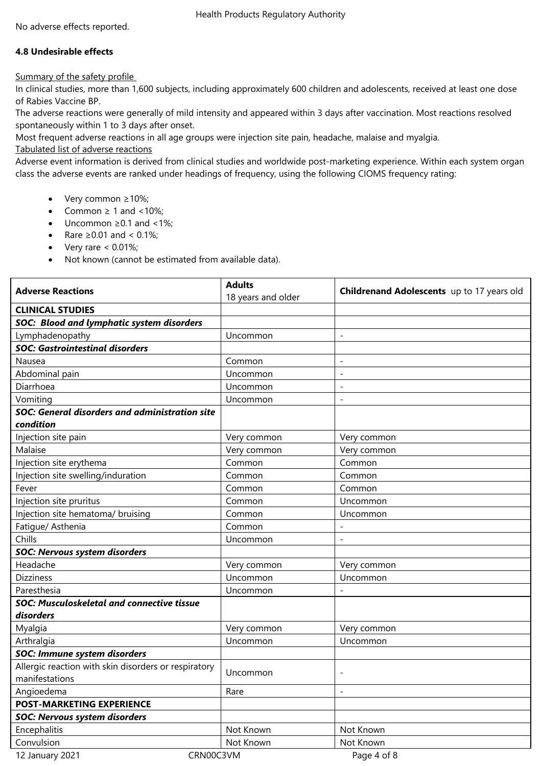No adverse effects reported.

**4.8 Undesirable effects**

Summary of the safety profile

In clinical studies, more than 1,600 subjects, including approximately 600 children and adolescents, received at least one dose of Rabies Vaccine BP.

The adverse reactions were generally of mild intensity and appeared within 3 days after vaccination. Most reactions resolved spontaneously within 1 to 3 days after onset.

Most frequent adverse reactions in all age groups were injection site pain, headache, malaise and myalgia.

Tabulated list of adverse reactions

Adverse event information is derived from clinical studies and worldwide post-marketing experience. Within each system organ class the adverse events are ranked under headings of frequency, using the following CIOMS frequency rating:

- Very common ≥10%;
- Common ≥ 1 and <10%;
- Uncommon ≥0.1 and <1%;
- Rare ≥0.01 and < 0.1%;
- Very rare < 0.01%;
- Not known (cannot be estimated from available data).

| **Adverse Reactions** | **Adults** 18 years and older | **Childrenand Adolescents** up to 17 years old |
|---|---|---|
| **CLINICAL STUDIES** | | |
| ***SOC: Blood and lymphatic system disorders*** | | |
| Lymphadenopathy | Uncommon | - |
| ***SOC: Gastrointestinal disorders*** | | |
| Nausea | Common | - |
| Abdominal pain | Uncommon | - |
| Diarrhoea | Uncommon | - |
| Vomiting | Uncommon | - |
| ***SOC: General disorders and administration site condition*** | | |
| Injection site pain | Very common | Very common |
| Malaise | Very common | Very common |
| Injection site erythema | Common | Common |
| Injection site swelling/induration | Common | Common |
| Fever | Common | Common |
| Injection site pruritus | Common | Uncommon |
| Injection site hematoma/ bruising | Common | Uncommon |
| Fatigue/ Asthenia | Common | - |
| Chills | Uncommon | - |
| ***SOC: Nervous system disorders*** | | |
| Headache | Very common | Very common |
| Dizziness | Uncommon | Uncommon |
| Paresthesia | Uncommon | - |
| ***SOC: Musculoskeletal and connective tissue disorders*** | | |
| Myalgia | Very common | Very common |
| Arthralgia | Uncommon | Uncommon |
| ***SOC: Immune system disorders*** | | |
| Allergic reaction with skin disorders or respiratory manifestations | Uncommon | - |
| Angioedema | Rare | - |
| **POST-MARKETING EXPERIENCE** | | |
| ***SOC: Nervous system disorders*** | | |
| Encephalitis | Not Known | Not Known |
| Convulsion | Not Known | Not Known |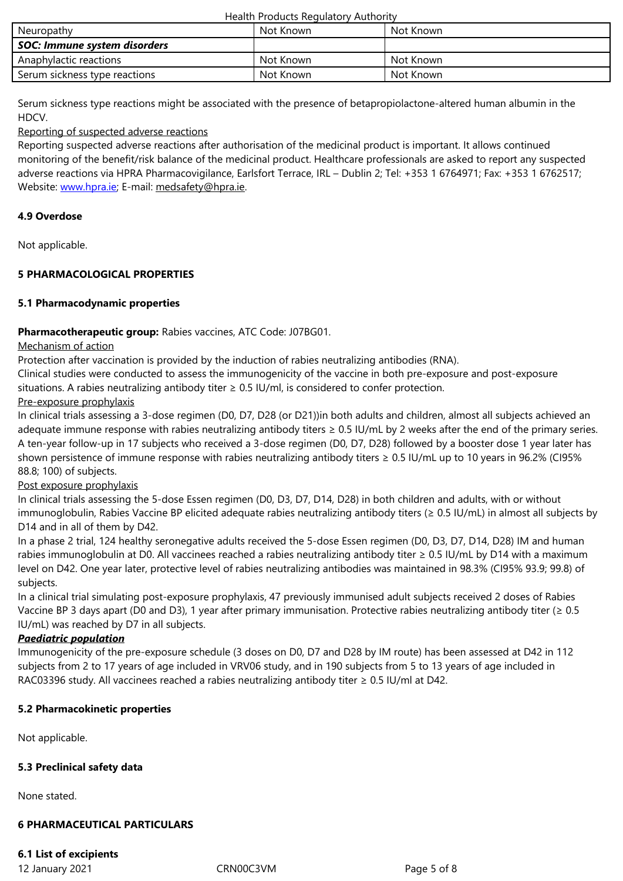| Neuropathy | Not Known | Not Known |
|---|---|---|
| ***SOC: Immune system disorders*** | | |
| Anaphylactic reactions | Not Known | Not Known |
| Serum sickness type reactions | Not Known | Not Known |

Serum sickness type reactions might be associated with the presence of betapropiolactone-altered human albumin in the HDCV.

Reporting of suspected adverse reactions

Reporting suspected adverse reactions after authorisation of the medicinal product is important. It allows continued monitoring of the benefit/risk balance of the medicinal product. Healthcare professionals are asked to report any suspected adverse reactions via HPRA Pharmacovigilance, Earlsfort Terrace, IRL – Dublin 2; Tel: +353 1 6764971; Fax: +353 1 6762517; Website: www.hpra.ie; E-mail: medsafety@hpra.ie.

**4.9 Overdose**

Not applicable.

**5 PHARMACOLOGICAL PROPERTIES**

**5.1 Pharmacodynamic properties**

**Pharmacotherapeutic group:** Rabies vaccines, ATC Code: J07BG01.

Mechanism of action

Protection after vaccination is provided by the induction of rabies neutralizing antibodies (RNA).

Clinical studies were conducted to assess the immunogenicity of the vaccine in both pre-exposure and post-exposure situations. A rabies neutralizing antibody titer ≥ 0.5 IU/ml, is considered to confer protection.

Pre-exposure prophylaxis

In clinical trials assessing a 3-dose regimen (D0, D7, D28 (or D21))in both adults and children, almost all subjects achieved an adequate immune response with rabies neutralizing antibody titers ≥ 0.5 IU/mL by 2 weeks after the end of the primary series.

A ten-year follow-up in 17 subjects who received a 3-dose regimen (D0, D7, D28) followed by a booster dose 1 year later has shown persistence of immune response with rabies neutralizing antibody titers ≥ 0.5 IU/mL up to 10 years in 96.2% (CI95% 88.8; 100) of subjects.

Post exposure prophylaxis

In clinical trials assessing the 5-dose Essen regimen (D0, D3, D7, D14, D28) in both children and adults, with or without immunoglobulin, Rabies Vaccine BP elicited adequate rabies neutralizing antibody titers (≥ 0.5 IU/mL) in almost all subjects by D14 and in all of them by D42.

In a phase 2 trial, 124 healthy seronegative adults received the 5-dose Essen regimen (D0, D3, D7, D14, D28) IM and human rabies immunoglobulin at D0. All vaccinees reached a rabies neutralizing antibody titer ≥ 0.5 IU/mL by D14 with a maximum level on D42. One year later, protective level of rabies neutralizing antibodies was maintained in 98.3% (CI95% 93.9; 99.8) of subjects.

In a clinical trial simulating post-exposure prophylaxis, 47 previously immunised adult subjects received 2 doses of Rabies Vaccine BP 3 days apart (D0 and D3), 1 year after primary immunisation. Protective rabies neutralizing antibody titer (≥ 0.5 IU/mL) was reached by D7 in all subjects.

***Paediatric population***

Immunogenicity of the pre-exposure schedule (3 doses on D0, D7 and D28 by IM route) has been assessed at D42 in 112 subjects from 2 to 17 years of age included in VRV06 study, and in 190 subjects from 5 to 13 years of age included in RAC03396 study. All vaccinees reached a rabies neutralizing antibody titer ≥ 0.5 IU/ml at D42.

**5.2 Pharmacokinetic properties**

Not applicable.

**5.3 Preclinical safety data**

None stated.

**6 PHARMACEUTICAL PARTICULARS**

**6.1 List of excipients**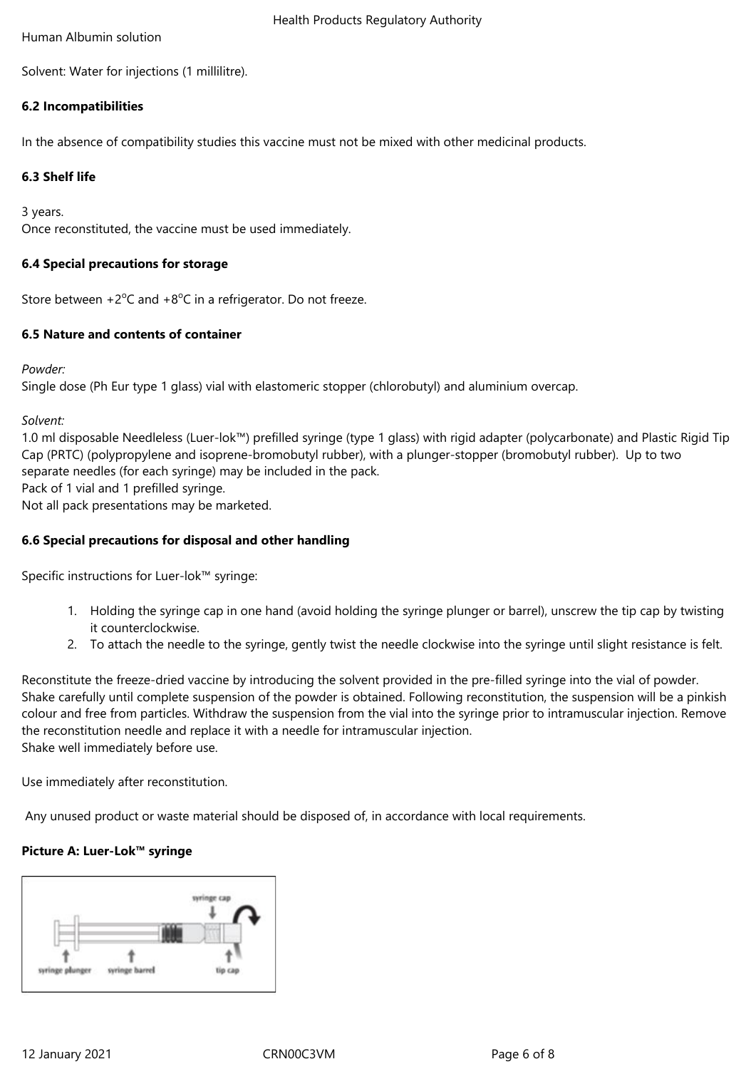Human Albumin solution

Solvent: Water for injections (1 millilitre).

### 6.2 Incompatibilities

In the absence of compatibility studies this vaccine must not be mixed with other medicinal products.

### 6.3 Shelf life

3 years.
Once reconstituted, the vaccine must be used immediately.

### 6.4 Special precautions for storage

Store between +2°C and +8°C in a refrigerator. Do not freeze.

### 6.5 Nature and contents of container

*Powder:*
Single dose (Ph Eur type 1 glass) vial with elastomeric stopper (chlorobutyl) and aluminium overcap.

*Solvent:*
1.0 ml disposable Needleless (Luer-lok™) prefilled syringe (type 1 glass) with rigid adapter (polycarbonate) and Plastic Rigid Tip Cap (PRTC) (polypropylene and isoprene-bromobutyl rubber), with a plunger-stopper (bromobutyl rubber). Up to two separate needles (for each syringe) may be included in the pack.
Pack of 1 vial and 1 prefilled syringe.
Not all pack presentations may be marketed.

### 6.6 Special precautions for disposal and other handling

Specific instructions for Luer-lok™ syringe:

1. Holding the syringe cap in one hand (avoid holding the syringe plunger or barrel), unscrew the tip cap by twisting it counterclockwise.
2. To attach the needle to the syringe, gently twist the needle clockwise into the syringe until slight resistance is felt.

Reconstitute the freeze-dried vaccine by introducing the solvent provided in the pre-filled syringe into the vial of powder. Shake carefully until complete suspension of the powder is obtained. Following reconstitution, the suspension will be a pinkish colour and free from particles. Withdraw the suspension from the vial into the syringe prior to intramuscular injection. Remove the reconstitution needle and replace it with a needle for intramuscular injection.
Shake well immediately before use.

Use immediately after reconstitution.

Any unused product or waste material should be disposed of, in accordance with local requirements.

**Picture A: Luer-Lok™ syringe**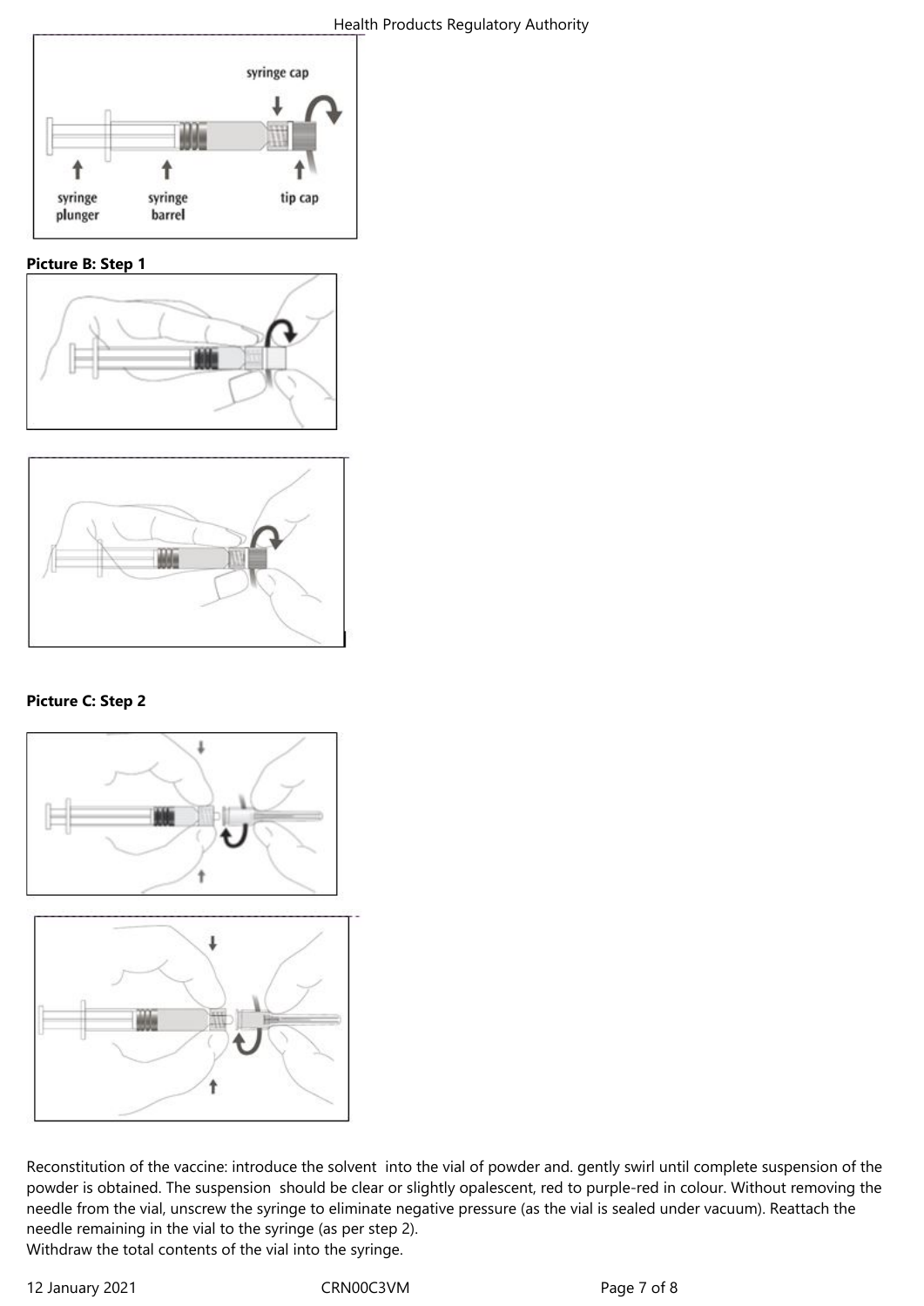**Picture B: Step 1**

**Picture C: Step 2**

Reconstitution of the vaccine: introduce the solvent into the vial of powder and. gently swirl until complete suspension of the powder is obtained. The suspension should be clear or slightly opalescent, red to purple-red in colour. Without removing the needle from the vial, unscrew the syringe to eliminate negative pressure (as the vial is sealed under vacuum). Reattach the needle remaining in the vial to the syringe (as per step 2).
Withdraw the total contents of the vial into the syringe.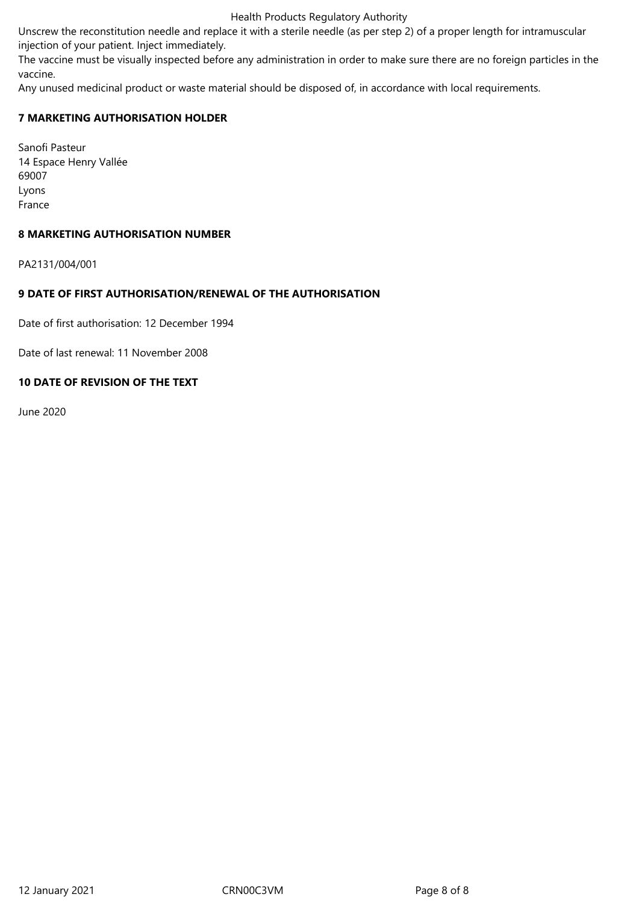Unscrew the reconstitution needle and replace it with a sterile needle (as per step 2) of a proper length for intramuscular injection of your patient. Inject immediately.

The vaccine must be visually inspected before any administration in order to make sure there are no foreign particles in the vaccine.

Any unused medicinal product or waste material should be disposed of, in accordance with local requirements.

## 7 MARKETING AUTHORISATION HOLDER

Sanofi Pasteur
14 Espace Henry Vallée
69007
Lyons
France

## 8 MARKETING AUTHORISATION NUMBER

PA2131/004/001

## 9 DATE OF FIRST AUTHORISATION/RENEWAL OF THE AUTHORISATION

Date of first authorisation: 12 December 1994

Date of last renewal: 11 November 2008

## 10 DATE OF REVISION OF THE TEXT

June 2020